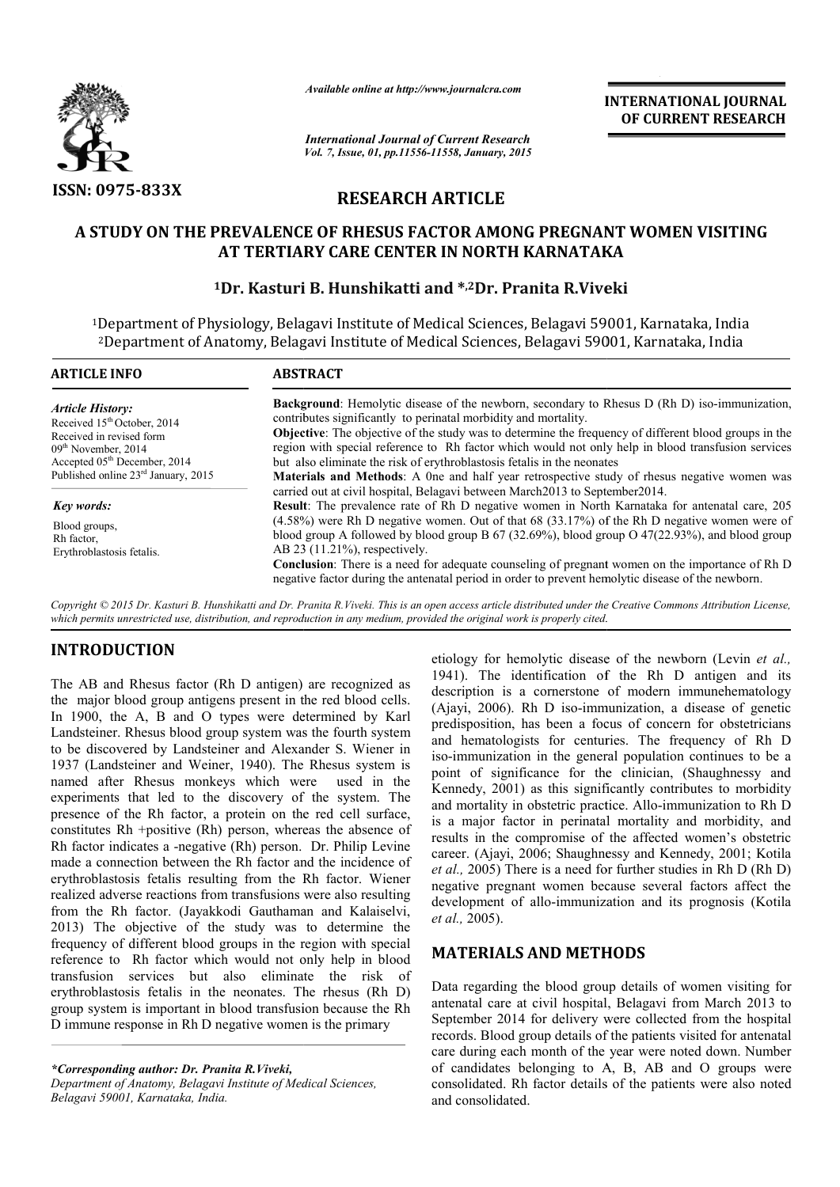ISSN: 0975-833X

*Available online at http://www.journalcra.com*

*International Journal of Current Research*
*Vol. 7, Issue, 01, pp.11556-11558, January, 2015*

**INTERNATIONAL JOURNAL OF CURRENT RESEARCH**

## RESEARCH ARTICLE

# A STUDY ON THE PREVALENCE OF RHESUS FACTOR AMONG PREGNANT WOMEN VISITING AT TERTIARY CARE CENTER IN NORTH KARNATAKA

**[1]Dr. Kasturi B. Hunshikatti and *,[2]Dr. Pranita R.Viveki**

[1]Department of Physiology, Belagavi Institute of Medical Sciences, Belagavi 59001, Karnataka, India
[2]Department of Anatomy, Belagavi Institute of Medical Sciences, Belagavi 59001, Karnataka, India

**ARTICLE INFO**

*Article History:*
Received 15th October, 2014
Received in revised form
09th November, 2014
Accepted 05th December, 2014
Published online 23rd January, 2015

*Key words:*
Blood groups,
Rh factor,
Erythroblastosis fetalis.

**ABSTRACT**

**Background**: Hemolytic disease of the newborn, secondary to Rhesus D (Rh D) iso-immunization, contributes significantly to perinatal morbidity and mortality.
**Objective**: The objective of the study was to determine the frequency of different blood groups in the region with special reference to Rh factor which would not only help in blood transfusion services but also eliminate the risk of erythroblastosis fetalis in the neonates
**Materials and Methods**: A 0ne and half year retrospective study of rhesus negative women was carried out at civil hospital, Belagavi between March2013 to September2014.
**Result**: The prevalence rate of Rh D negative women in North Karnataka for antenatal care, 205 (4.58%) were Rh D negative women. Out of that 68 (33.17%) of the Rh D negative women were of blood group A followed by blood group B 67 (32.69%), blood group O 47(22.93%), and blood group AB 23 (11.21%), respectively.
**Conclusion**: There is a need for adequate counseling of pregnant women on the importance of Rh D negative factor during the antenatal period in order to prevent hemolytic disease of the newborn.

*Copyright © 2015 Dr. Kasturi B. Hunshikatti and Dr. Pranita R.Viveki. This is an open access article distributed under the Creative Commons Attribution License, which permits unrestricted use, distribution, and reproduction in any medium, provided the original work is properly cited.*

## INTRODUCTION

The AB and Rhesus factor (Rh D antigen) are recognized as the major blood group antigens present in the red blood cells. In 1900, the A, B and O types were determined by Karl Landsteiner. Rhesus blood group system was the fourth system to be discovered by Landsteiner and Alexander S. Wiener in 1937 (Landsteiner and Weiner, 1940). The Rhesus system is named after Rhesus monkeys which were used in the experiments that led to the discovery of the system. The presence of the Rh factor, a protein on the red cell surface, constitutes Rh +positive (Rh) person, whereas the absence of Rh factor indicates a -negative (Rh) person. Dr. Philip Levine made a connection between the Rh factor and the incidence of erythroblastosis fetalis resulting from the Rh factor. Wiener realized adverse reactions from transfusions were also resulting from the Rh factor. (Jayakkodi Gauthaman and Kalaiselvi, 2013) The objective of the study was to determine the frequency of different blood groups in the region with special reference to Rh factor which would not only help in blood transfusion services but also eliminate the risk of erythroblastosis fetalis in the neonates. The rhesus (Rh D) group system is important in blood transfusion because the Rh D immune response in Rh D negative women is the primary etiology for hemolytic disease of the newborn (Levin *et al.,* 1941). The identification of the Rh D antigen and its description is a cornerstone of modern immunehematology (Ajayi, 2006). Rh D iso-immunization, a disease of genetic predisposition, has been a focus of concern for obstetricians and hematologists for centuries. The frequency of Rh D iso-immunization in the general population continues to be a point of significance for the clinician, (Shaughnessy and Kennedy, 2001) as this significantly contributes to morbidity and mortality in obstetric practice. Allo-immunization to Rh D is a major factor in perinatal mortality and morbidity, and results in the compromise of the affected women's obstetric career. (Ajayi, 2006; Shaughnessy and Kennedy, 2001; Kotila *et al.,* 2005) There is a need for further studies in Rh D (Rh D) negative pregnant women because several factors affect the development of allo-immunization and its prognosis (Kotila *et al.,* 2005).

## MATERIALS AND METHODS

Data regarding the blood group details of women visiting for antenatal care at civil hospital, Belagavi from March 2013 to September 2014 for delivery were collected from the hospital records. Blood group details of the patients visited for antenatal care during each month of the year were noted down. Number of candidates belonging to A, B, AB and O groups were consolidated. Rh factor details of the patients were also noted and consolidated.

**\*Corresponding author: Dr. Pranita R.Viveki,**
*Department of Anatomy, Belagavi Institute of Medical Sciences, Belagavi 59001, Karnataka, India.*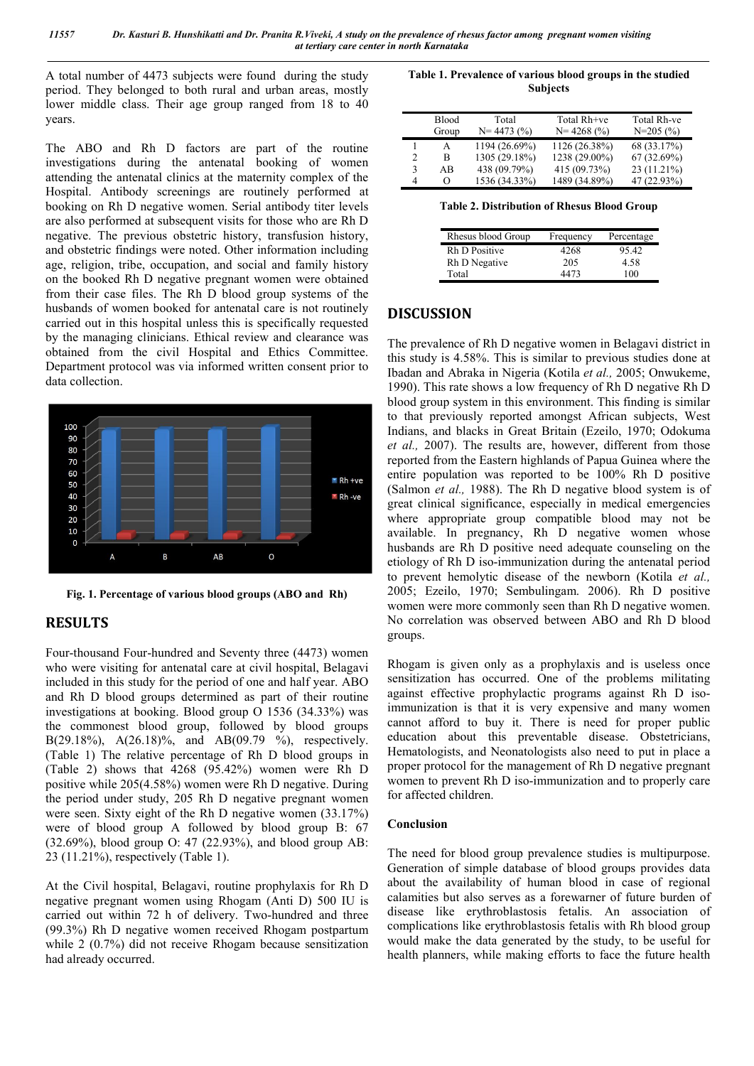A total number of 4473 subjects were found during the study period. They belonged to both rural and urban areas, mostly lower middle class. Their age group ranged from 18 to 40 years.

The ABO and Rh D factors are part of the routine investigations during the antenatal booking of women attending the antenatal clinics at the maternity complex of the Hospital. Antibody screenings are routinely performed at booking on Rh D negative women. Serial antibody titer levels are also performed at subsequent visits for those who are Rh D negative. The previous obstetric history, transfusion history, and obstetric findings were noted. Other information including age, religion, tribe, occupation, and social and family history on the booked Rh D negative pregnant women were obtained from their case files. The Rh D blood group systems of the husbands of women booked for antenatal care is not routinely carried out in this hospital unless this is specifically requested by the managing clinicians. Ethical review and clearance was obtained from the civil Hospital and Ethics Committee. Department protocol was via informed written consent prior to data collection.

**Fig. 1. Percentage of various blood groups (ABO and Rh)**

## RESULTS

Four-thousand Four-hundred and Seventy three (4473) women who were visiting for antenatal care at civil hospital, Belagavi included in this study for the period of one and half year. ABO and Rh D blood groups determined as part of their routine investigations at booking. Blood group O 1536 (34.33%) was the commonest blood group, followed by blood groups B(29.18%), A(26.18)%, and AB(09.79 %), respectively. (Table 1) The relative percentage of Rh D blood groups in (Table 2) shows that 4268 (95.42%) women were Rh D positive while 205(4.58%) women were Rh D negative. During the period under study, 205 Rh D negative pregnant women were seen. Sixty eight of the Rh D negative women (33.17%) were of blood group A followed by blood group B: 67 (32.69%), blood group O: 47 (22.93%), and blood group AB: 23 (11.21%), respectively (Table 1).

At the Civil hospital, Belagavi, routine prophylaxis for Rh D negative pregnant women using Rhogam (Anti D) 500 IU is carried out within 72 h of delivery. Two-hundred and three (99.3%) Rh D negative women received Rhogam postpartum while 2 (0.7%) did not receive Rhogam because sensitization had already occurred.

**Table 1. Prevalence of various blood groups in the studied Subjects**

| | Blood Group | Total N= 4473 (%) | Total Rh+ve N= 4268 (%) | Total Rh-ve N=205 (%) |
|---|---|---|---|---|
| 1 | A | 1194 (26.69%) | 1126 (26.38%) | 68 (33.17%) |
| 2 | B | 1305 (29.18%) | 1238 (29.00%) | 67 (32.69%) |
| 3 | AB | 438 (09.79%) | 415 (09.73%) | 23 (11.21%) |
| 4 | O | 1536 (34.33%) | 1489 (34.89%) | 47 (22.93%) |

**Table 2. Distribution of Rhesus Blood Group**

| Rhesus blood Group | Frequency | Percentage |
|---|---|---|
| Rh D Positive | 4268 | 95.42 |
| Rh D Negative | 205 | 4.58 |
| Total | 4473 | 100 |

## DISCUSSION

The prevalence of Rh D negative women in Belagavi district in this study is 4.58%. This is similar to previous studies done at Ibadan and Abraka in Nigeria (Kotila *et al.,* 2005; Onwukeme, 1990). This rate shows a low frequency of Rh D negative Rh D blood group system in this environment. This finding is similar to that previously reported amongst African subjects, West Indians, and blacks in Great Britain (Ezeilo, 1970; Odokuma *et al.,* 2007). The results are, however, different from those reported from the Eastern highlands of Papua Guinea where the entire population was reported to be 100% Rh D positive (Salmon *et al.,* 1988). The Rh D negative blood system is of great clinical significance, especially in medical emergencies where appropriate group compatible blood may not be available. In pregnancy, Rh D negative women whose husbands are Rh D positive need adequate counseling on the etiology of Rh D iso-immunization during the antenatal period to prevent hemolytic disease of the newborn (Kotila *et al.,* 2005; Ezeilo, 1970; Sembulingam. 2006). Rh D positive women were more commonly seen than Rh D negative women. No correlation was observed between ABO and Rh D blood groups.

Rhogam is given only as a prophylaxis and is useless once sensitization has occurred. One of the problems militating against effective prophylactic programs against Rh D iso-immunization is that it is very expensive and many women cannot afford to buy it. There is need for proper public education about this preventable disease. Obstetricians, Hematologists, and Neonatologists also need to put in place a proper protocol for the management of Rh D negative pregnant women to prevent Rh D iso-immunization and to properly care for affected children.

### Conclusion

The need for blood group prevalence studies is multipurpose. Generation of simple database of blood groups provides data about the availability of human blood in case of regional calamities but also serves as a forewarner of future burden of disease like erythroblastosis fetalis. An association of complications like erythroblastosis fetalis with Rh blood group would make the data generated by the study, to be useful for health planners, while making efforts to face the future health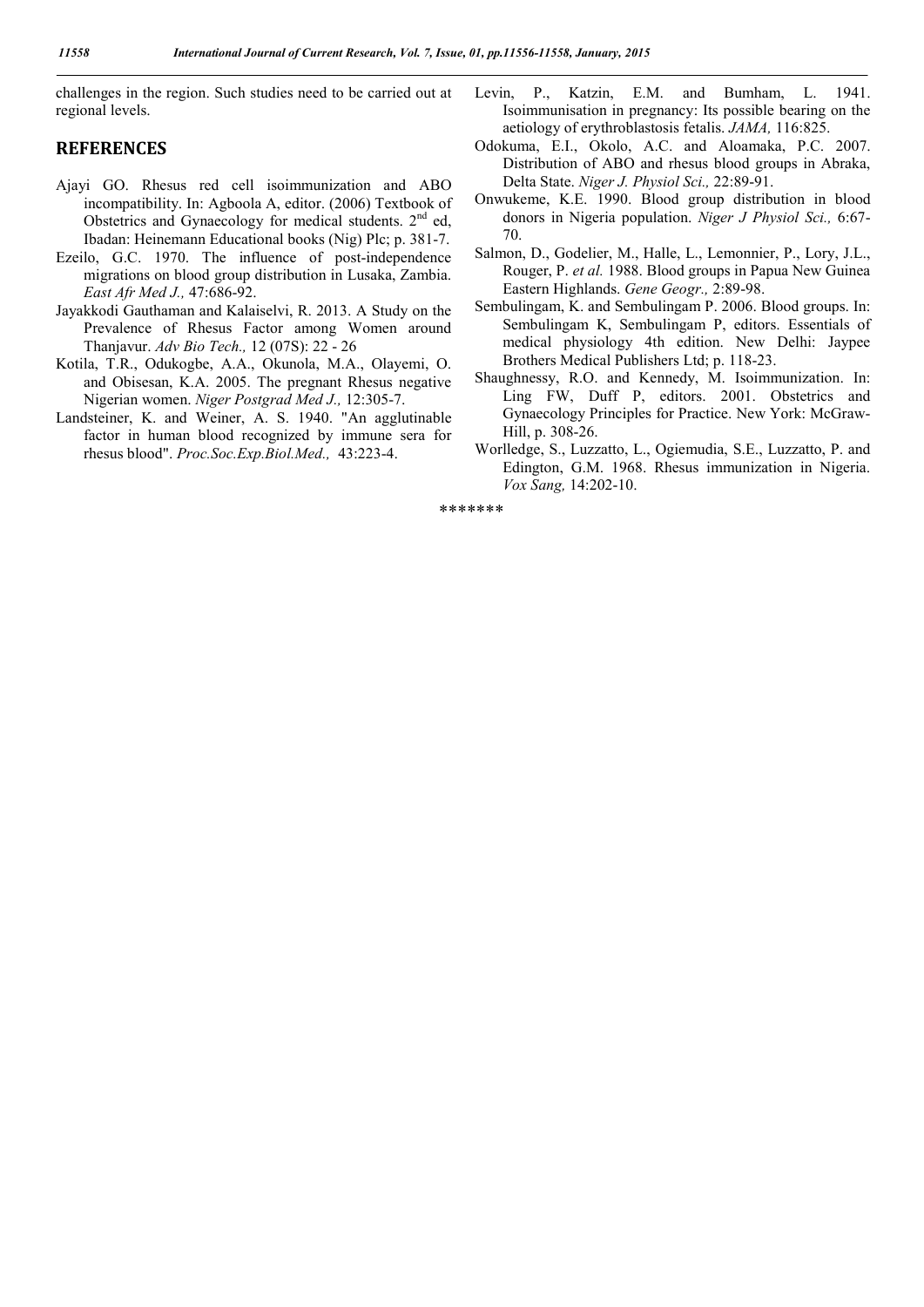challenges in the region. Such studies need to be carried out at regional levels.

## REFERENCES

Ajayi GO. Rhesus red cell isoimmunization and ABO incompatibility. In: Agboola A, editor. (2006) Textbook of Obstetrics and Gynaecology for medical students. 2nd ed, Ibadan: Heinemann Educational books (Nig) Plc; p. 381-7.

Ezeilo, G.C. 1970. The influence of post-independence migrations on blood group distribution in Lusaka, Zambia. *East Afr Med J.,* 47:686-92.

Jayakkodi Gauthaman and Kalaiselvi, R. 2013. A Study on the Prevalence of Rhesus Factor among Women around Thanjavur. *Adv Bio Tech.,* 12 (07S): 22 - 26

Kotila, T.R., Odukogbe, A.A., Okunola, M.A., Olayemi, O. and Obisesan, K.A. 2005. The pregnant Rhesus negative Nigerian women. *Niger Postgrad Med J.,* 12:305-7.

Landsteiner, K. and Weiner, A. S. 1940. "An agglutinable factor in human blood recognized by immune sera for rhesus blood". *Proc.Soc.Exp.Biol.Med.,* 43:223-4.

Levin, P., Katzin, E.M. and Bumham, L. 1941. Isoimmunisation in pregnancy: Its possible bearing on the aetiology of erythroblastosis fetalis. *JAMA,* 116:825.

Odokuma, E.I., Okolo, A.C. and Aloamaka, P.C. 2007. Distribution of ABO and rhesus blood groups in Abraka, Delta State. *Niger J. Physiol Sci.,* 22:89-91.

Onwukeme, K.E. 1990. Blood group distribution in blood donors in Nigeria population. *Niger J Physiol Sci.,* 6:67-70.

Salmon, D., Godelier, M., Halle, L., Lemonnier, P., Lory, J.L., Rouger, P. *et al.* 1988. Blood groups in Papua New Guinea Eastern Highlands. *Gene Geogr.,* 2:89-98.

Sembulingam, K. and Sembulingam P. 2006. Blood groups. In: Sembulingam K, Sembulingam P, editors. Essentials of medical physiology 4th edition. New Delhi: Jaypee Brothers Medical Publishers Ltd; p. 118-23.

Shaughnessy, R.O. and Kennedy, M. Isoimmunization. In: Ling FW, Duff P, editors. 2001. Obstetrics and Gynaecology Principles for Practice. New York: McGraw-Hill, p. 308-26.

Worlledge, S., Luzzatto, L., Ogiemudia, S.E., Luzzatto, P. and Edington, G.M. 1968. Rhesus immunization in Nigeria. *Vox Sang,* 14:202-10.

*******